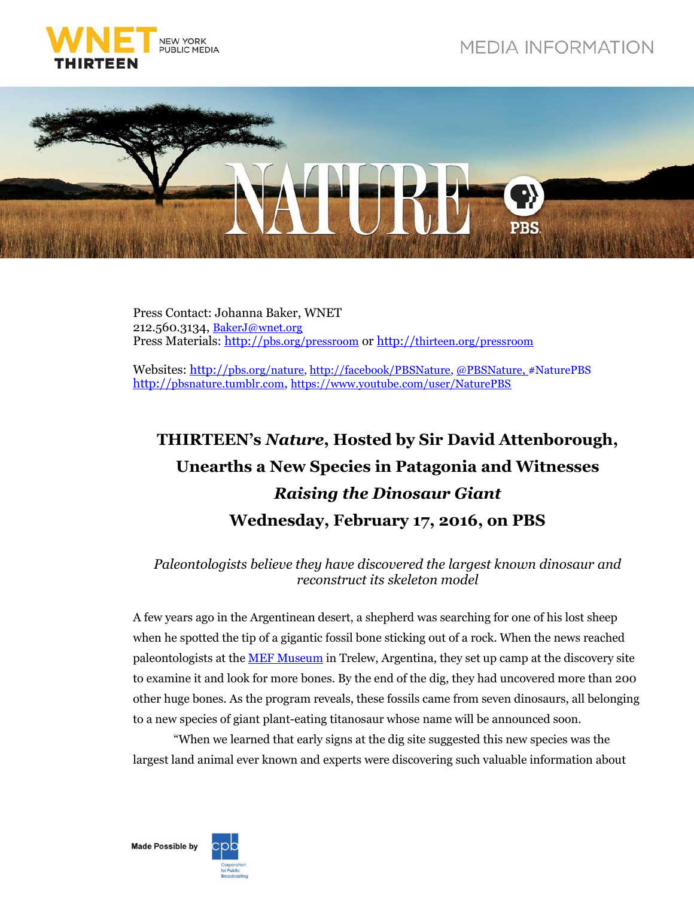WNET NEW YORK PUBLIC MEDIA THIRTEEN

MEDIA INFORMATION

NATURE PBS

Press Contact: Johanna Baker, WNET
212.560.3134, BakerJ@wnet.org
Press Materials: http://pbs.org/pressroom or http://thirteen.org/pressroom

Websites: http://pbs.org/nature, http://facebook/PBSNature, @PBSNature, #NaturePBS
http://pbsnature.tumblr.com, https://www.youtube.com/user/NaturePBS

# THIRTEEN's *Nature*, Hosted by Sir David Attenborough, Unearths a New Species in Patagonia and Witnesses *Raising the Dinosaur Giant* Wednesday, February 17, 2016, on PBS

*Paleontologists believe they have discovered the largest known dinosaur and reconstruct its skeleton model*

A few years ago in the Argentinean desert, a shepherd was searching for one of his lost sheep when he spotted the tip of a gigantic fossil bone sticking out of a rock. When the news reached paleontologists at the MEF Museum in Trelew, Argentina, they set up camp at the discovery site to examine it and look for more bones. By the end of the dig, they had uncovered more than 200 other huge bones. As the program reveals, these fossils came from seven dinosaurs, all belonging to a new species of giant plant-eating titanosaur whose name will be announced soon.

"When we learned that early signs at the dig site suggested this new species was the largest land animal ever known and experts were discovering such valuable information about

Made Possible by cpb Corporation for Public Broadcasting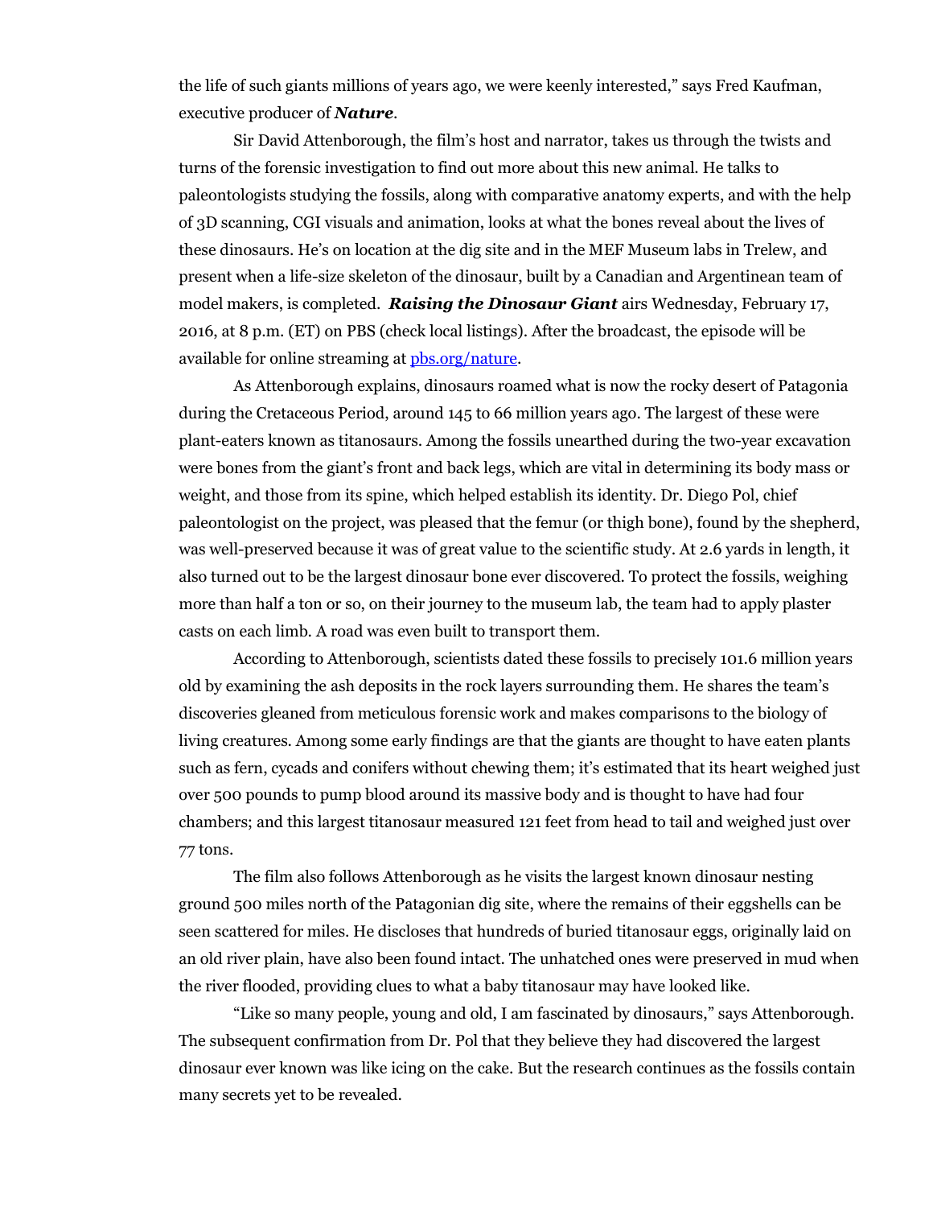the life of such giants millions of years ago, we were keenly interested," says Fred Kaufman, executive producer of ***Nature***.

Sir David Attenborough, the film's host and narrator, takes us through the twists and turns of the forensic investigation to find out more about this new animal. He talks to paleontologists studying the fossils, along with comparative anatomy experts, and with the help of 3D scanning, CGI visuals and animation, looks at what the bones reveal about the lives of these dinosaurs. He's on location at the dig site and in the MEF Museum labs in Trelew, and present when a life-size skeleton of the dinosaur, built by a Canadian and Argentinean team of model makers, is completed. ***Raising the Dinosaur Giant*** airs Wednesday, February 17, 2016, at 8 p.m. (ET) on PBS (check local listings). After the broadcast, the episode will be available for online streaming at [pbs.org/nature](pbs.org/nature).

As Attenborough explains, dinosaurs roamed what is now the rocky desert of Patagonia during the Cretaceous Period, around 145 to 66 million years ago. The largest of these were plant-eaters known as titanosaurs. Among the fossils unearthed during the two-year excavation were bones from the giant's front and back legs, which are vital in determining its body mass or weight, and those from its spine, which helped establish its identity. Dr. Diego Pol, chief paleontologist on the project, was pleased that the femur (or thigh bone), found by the shepherd, was well-preserved because it was of great value to the scientific study. At 2.6 yards in length, it also turned out to be the largest dinosaur bone ever discovered. To protect the fossils, weighing more than half a ton or so, on their journey to the museum lab, the team had to apply plaster casts on each limb. A road was even built to transport them.

According to Attenborough, scientists dated these fossils to precisely 101.6 million years old by examining the ash deposits in the rock layers surrounding them. He shares the team's discoveries gleaned from meticulous forensic work and makes comparisons to the biology of living creatures. Among some early findings are that the giants are thought to have eaten plants such as fern, cycads and conifers without chewing them; it's estimated that its heart weighed just over 500 pounds to pump blood around its massive body and is thought to have had four chambers; and this largest titanosaur measured 121 feet from head to tail and weighed just over 77 tons.

The film also follows Attenborough as he visits the largest known dinosaur nesting ground 500 miles north of the Patagonian dig site, where the remains of their eggshells can be seen scattered for miles. He discloses that hundreds of buried titanosaur eggs, originally laid on an old river plain, have also been found intact. The unhatched ones were preserved in mud when the river flooded, providing clues to what a baby titanosaur may have looked like.

"Like so many people, young and old, I am fascinated by dinosaurs," says Attenborough. The subsequent confirmation from Dr. Pol that they believe they had discovered the largest dinosaur ever known was like icing on the cake. But the research continues as the fossils contain many secrets yet to be revealed.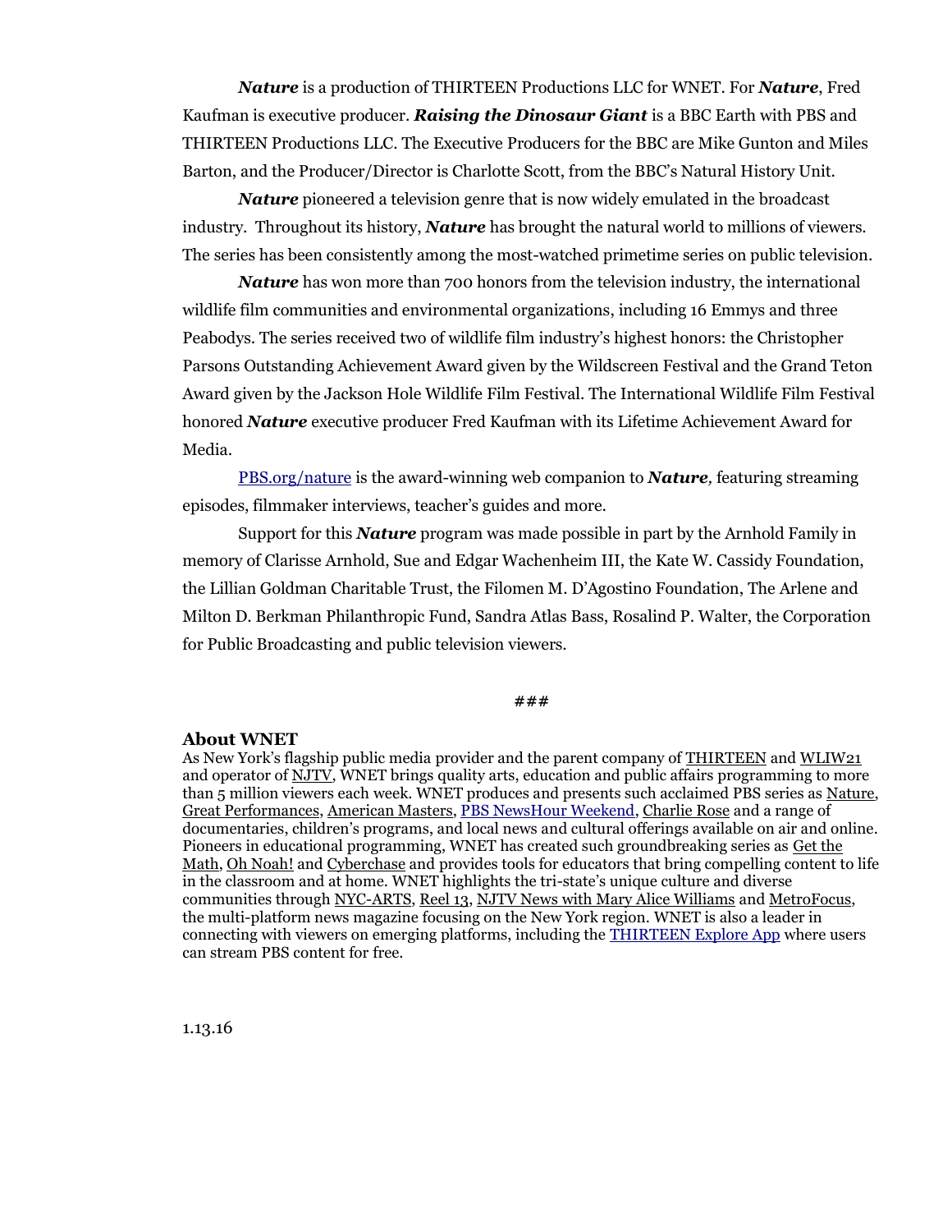***Nature*** is a production of THIRTEEN Productions LLC for WNET. For ***Nature***, Fred Kaufman is executive producer. ***Raising the Dinosaur Giant*** is a BBC Earth with PBS and THIRTEEN Productions LLC. The Executive Producers for the BBC are Mike Gunton and Miles Barton, and the Producer/Director is Charlotte Scott, from the BBC's Natural History Unit.

***Nature*** pioneered a television genre that is now widely emulated in the broadcast industry. Throughout its history, ***Nature*** has brought the natural world to millions of viewers. The series has been consistently among the most-watched primetime series on public television.

***Nature*** has won more than 700 honors from the television industry, the international wildlife film communities and environmental organizations, including 16 Emmys and three Peabodys. The series received two of wildlife film industry's highest honors: the Christopher Parsons Outstanding Achievement Award given by the Wildscreen Festival and the Grand Teton Award given by the Jackson Hole Wildlife Film Festival. The International Wildlife Film Festival honored ***Nature*** executive producer Fred Kaufman with its Lifetime Achievement Award for Media.

PBS.org/nature is the award-winning web companion to ***Nature***, featuring streaming episodes, filmmaker interviews, teacher's guides and more.

Support for this ***Nature*** program was made possible in part by the Arnhold Family in memory of Clarisse Arnhold, Sue and Edgar Wachenheim III, the Kate W. Cassidy Foundation, the Lillian Goldman Charitable Trust, the Filomen M. D'Agostino Foundation, The Arlene and Milton D. Berkman Philanthropic Fund, Sandra Atlas Bass, Rosalind P. Walter, the Corporation for Public Broadcasting and public television viewers.

###

**About WNET**

As New York's flagship public media provider and the parent company of THIRTEEN and WLIW21 and operator of NJTV, WNET brings quality arts, education and public affairs programming to more than 5 million viewers each week. WNET produces and presents such acclaimed PBS series as Nature, Great Performances, American Masters, PBS NewsHour Weekend, Charlie Rose and a range of documentaries, children's programs, and local news and cultural offerings available on air and online. Pioneers in educational programming, WNET has created such groundbreaking series as Get the Math, Oh Noah! and Cyberchase and provides tools for educators that bring compelling content to life in the classroom and at home. WNET highlights the tri-state's unique culture and diverse communities through NYC-ARTS, Reel 13, NJTV News with Mary Alice Williams and MetroFocus, the multi-platform news magazine focusing on the New York region. WNET is also a leader in connecting with viewers on emerging platforms, including the THIRTEEN Explore App where users can stream PBS content for free.

1.13.16